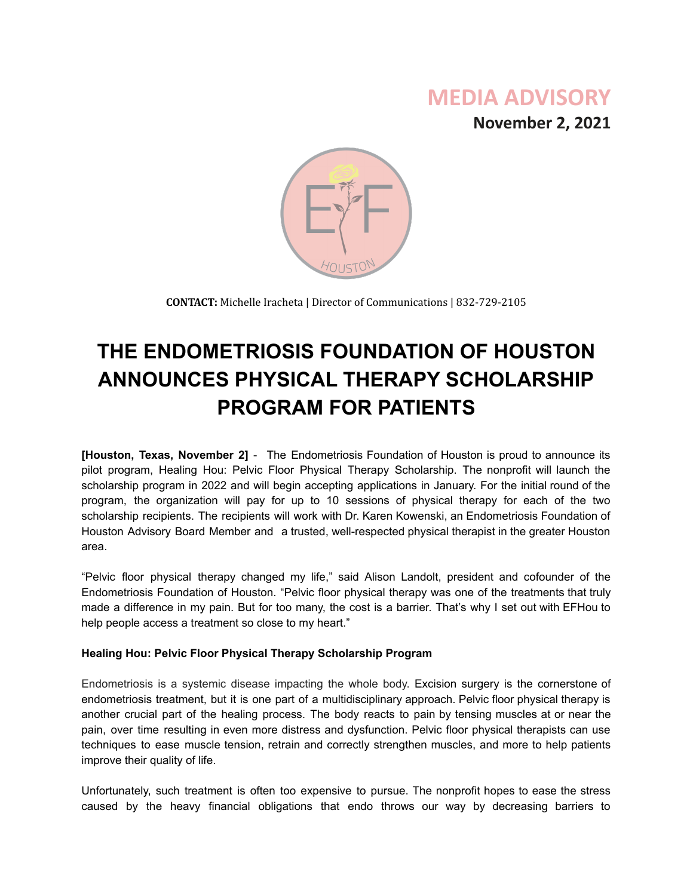**MEDIA ADVISORY**

**November 2, 2021**

**CONTACT:** Michelle Iracheta | Director of Communications | 832-729-2105

# THE ENDOMETRIOSIS FOUNDATION OF HOUSTON ANNOUNCES PHYSICAL THERAPY SCHOLARSHIP PROGRAM FOR PATIENTS

**[Houston, Texas, November 2]** - The Endometriosis Foundation of Houston is proud to announce its pilot program, Healing Hou: Pelvic Floor Physical Therapy Scholarship. The nonprofit will launch the scholarship program in 2022 and will begin accepting applications in January. For the initial round of the program, the organization will pay for up to 10 sessions of physical therapy for each of the two scholarship recipients. The recipients will work with Dr. Karen Kowenski, an Endometriosis Foundation of Houston Advisory Board Member and a trusted, well-respected physical therapist in the greater Houston area.

"Pelvic floor physical therapy changed my life," said Alison Landolt, president and cofounder of the Endometriosis Foundation of Houston. "Pelvic floor physical therapy was one of the treatments that truly made a difference in my pain. But for too many, the cost is a barrier. That's why I set out with EFHou to help people access a treatment so close to my heart."

**Healing Hou: Pelvic Floor Physical Therapy Scholarship Program**

Endometriosis is a systemic disease impacting the whole body. Excision surgery is the cornerstone of endometriosis treatment, but it is one part of a multidisciplinary approach. Pelvic floor physical therapy is another crucial part of the healing process. The body reacts to pain by tensing muscles at or near the pain, over time resulting in even more distress and dysfunction. Pelvic floor physical therapists can use techniques to ease muscle tension, retrain and correctly strengthen muscles, and more to help patients improve their quality of life.

Unfortunately, such treatment is often too expensive to pursue. The nonprofit hopes to ease the stress caused by the heavy financial obligations that endo throws our way by decreasing barriers to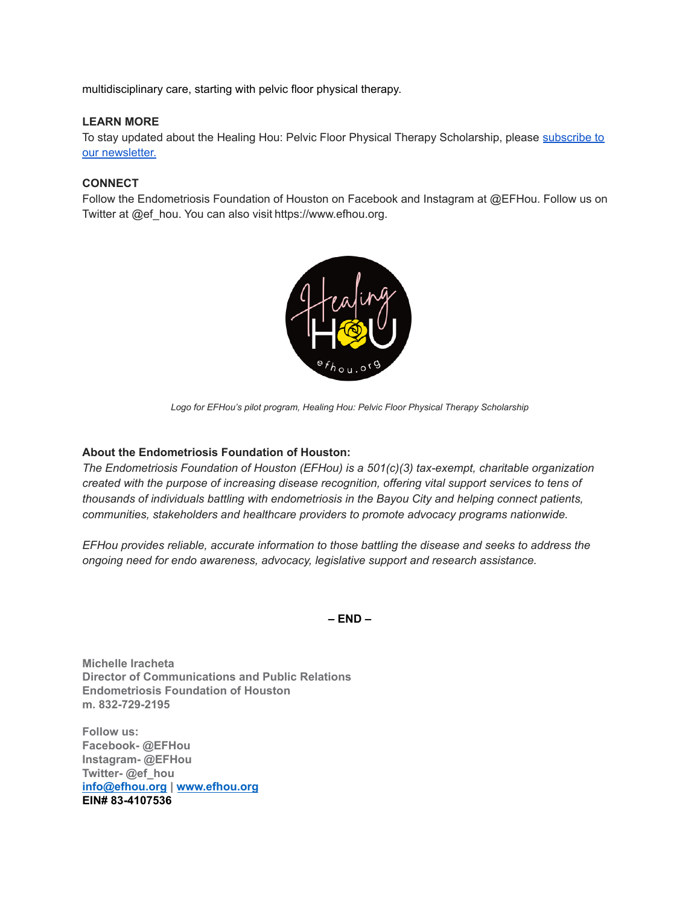multidisciplinary care, starting with pelvic floor physical therapy.

**LEARN MORE**

To stay updated about the Healing Hou: Pelvic Floor Physical Therapy Scholarship, please [subscribe to our newsletter.]()

**CONNECT**

Follow the Endometriosis Foundation of Houston on Facebook and Instagram at @EFHou. Follow us on Twitter at @ef_hou. You can also visit https://www.efhou.org.

*Logo for EFHou's pilot program, Healing Hou: Pelvic Floor Physical Therapy Scholarship*

**About the Endometriosis Foundation of Houston:**

*The Endometriosis Foundation of Houston (EFHou) is a 501(c)(3) tax-exempt, charitable organization created with the purpose of increasing disease recognition, offering vital support services to tens of thousands of individuals battling with endometriosis in the Bayou City and helping connect patients, communities, stakeholders and healthcare providers to promote advocacy programs nationwide.*

*EFHou provides reliable, accurate information to those battling the disease and seeks to address the ongoing need for endo awareness, advocacy, legislative support and research assistance.*

**– END –**

**Michelle Iracheta**
**Director of Communications and Public Relations**
**Endometriosis Foundation of Houston**
**m. 832-729-2195**

**Follow us:**
**Facebook- @EFHou**
**Instagram- @EFHou**
**Twitter- @ef_hou**
**info@efhou.org | www.efhou.org**
**EIN# 83-4107536**